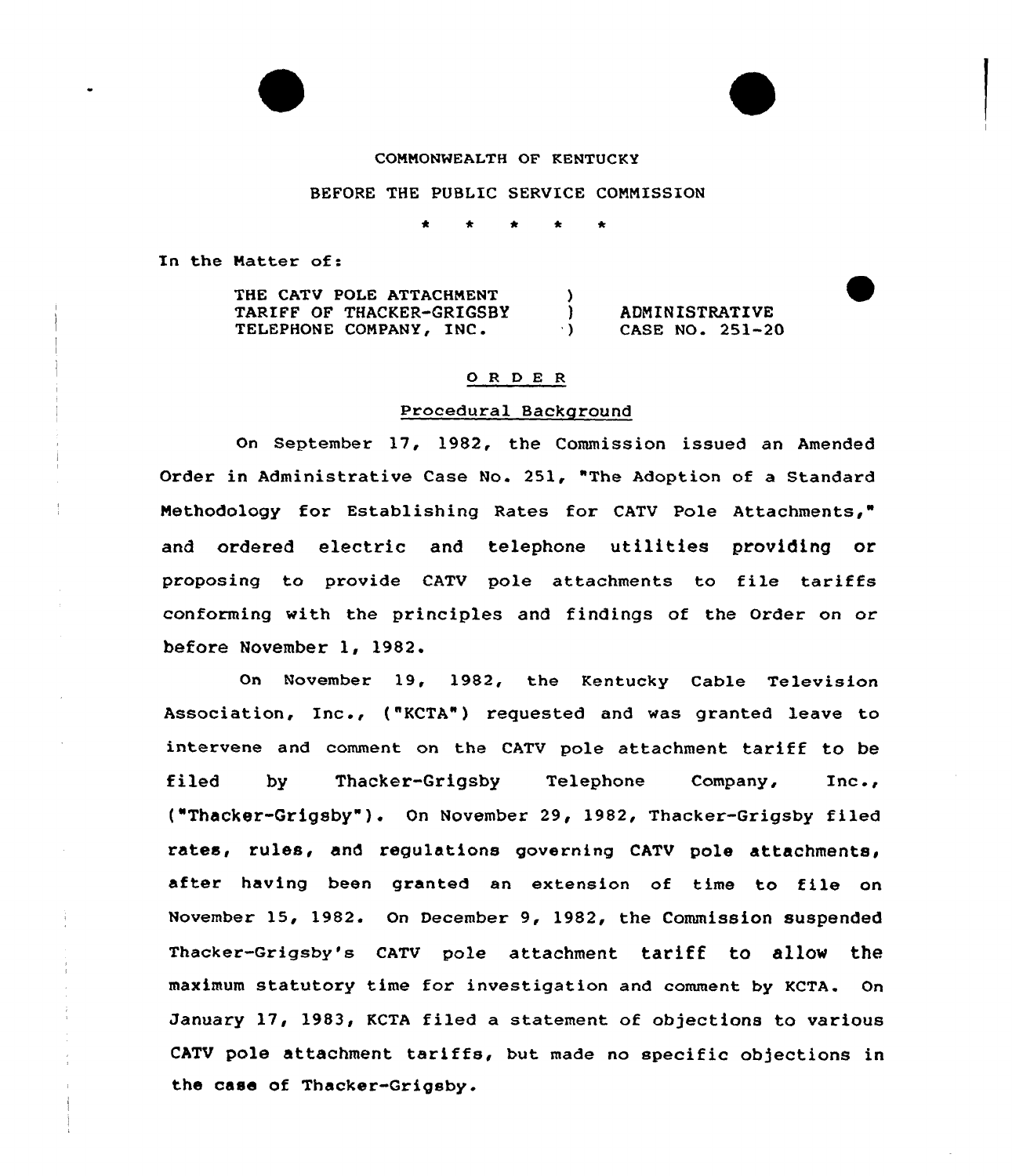COMMONWEALTH OF KENTUCKY

BEFORE THE PUBLIC SERVICE COMMISSION

\* \* \* \* \*

In the Matter of:

| | | |
|---|---|---|
| THE CATV POLE ATTACHMENT TARIFF OF THACKER-GRIGSBY TELEPHONE COMPANY, INC. | ) ) ) | ADMINISTRATIVE CASE NO. 251-20 |

## O R D E R

### Procedural Background

On September 17, 1982, the Commission issued an Amended Order in Administrative Case No. 251, "The Adoption of a Standard Methodology for Establishing Rates for CATV Pole Attachments," and ordered electric and telephone utilities providing or proposing to provide CATV pole attachments to file tariffs conforming with the principles and findings of the Order on or before November 1, 1982.

On November 19, 1982, the Kentucky Cable Television Association, Inc., ("KCTA") requested and was granted leave to intervene and comment on the CATV pole attachment tariff to be filed by Thacker-Grigsby Telephone Company, Inc., ("Thacker-Grigsby"). On November 29, 1982, Thacker-Grigsby filed rates, rules, and regulations governing CATV pole attachments, after having been granted an extension of time to file on November 15, 1982. On December 9, 1982, the Commission suspended Thacker-Grigsby's CATV pole attachment tariff to allow the maximum statutory time for investigation and comment by KCTA. On January 17, 1983, KCTA filed a statement of objections to various CATV pole attachment tariffs, but made no specific objections in the case of Thacker-Grigsby.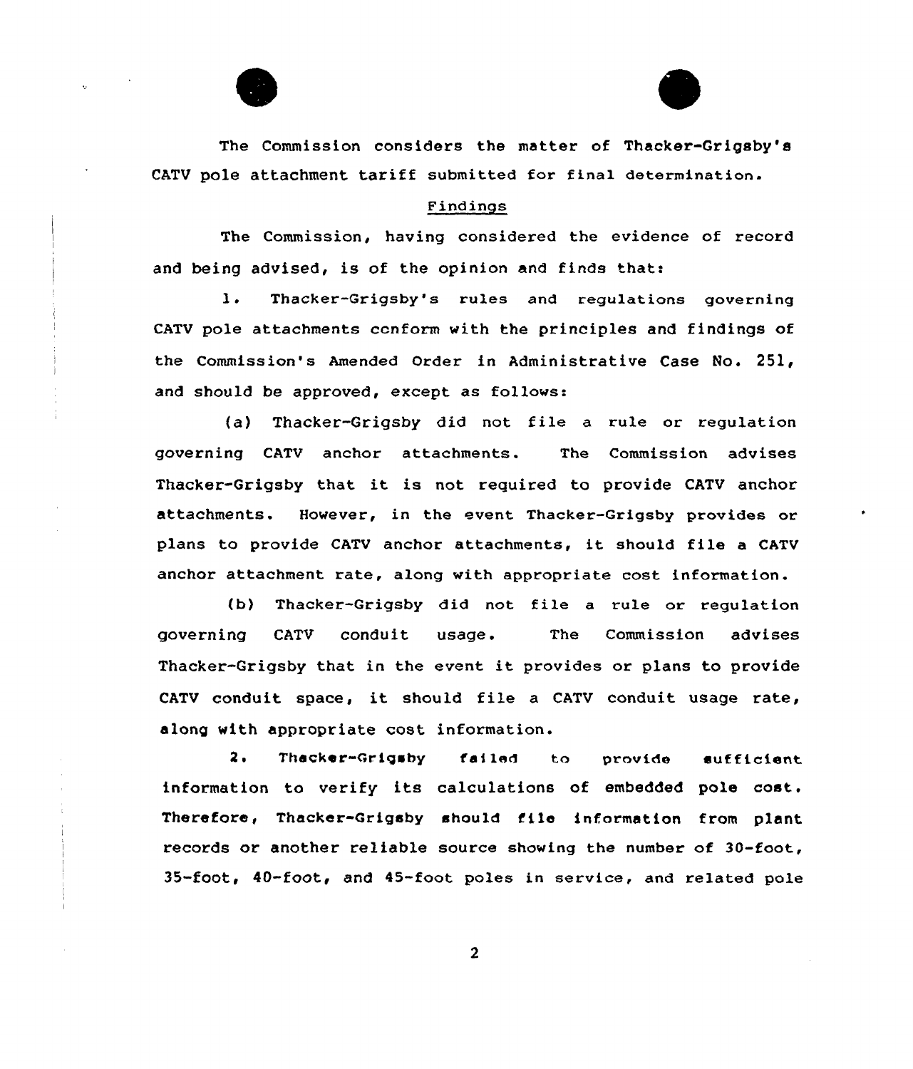The Commission considers the matter of Thacker-Grigsby's CATV pole attachment tariff submitted for final determination.

## Findings

The Commission, having considered the evidence of record and being advised, is of the opinion and finds that:

1. Thacker-Grigsby's rules and regulations governing CATV pole attachments conform with the principles and findings of the Commission's Amended Order in Administrative Case No. 251, and should be approved, except as follows:

(a) Thacker-Grigsby did not file a rule or regulation governing CATV anchor attachments. The Commission advises Thacker-Grigsby that it is not required to provide CATV anchor attachments. However, in the event Thacker-Grigsby provides or plans to provide CATV anchor attachments, it should file a CATV anchor attachment rate, along with appropriate cost information.

(b) Thacker-Grigsby did not file a rule or regulation governing CATV conduit usage. The Commission advises Thacker-Grigsby that in the event it provides or plans to provide CATV conduit space, it should file a CATV conduit usage rate, along with appropriate cost information.

2. Thacker-Grigsby failed to provide sufficient information to verify its calculations of embedded pole cost. Therefore, Thacker-Grigsby should file information from plant records or another reliable source showing the number of 30-foot, 35-foot, 40-foot, and 45-foot poles in service, and related pole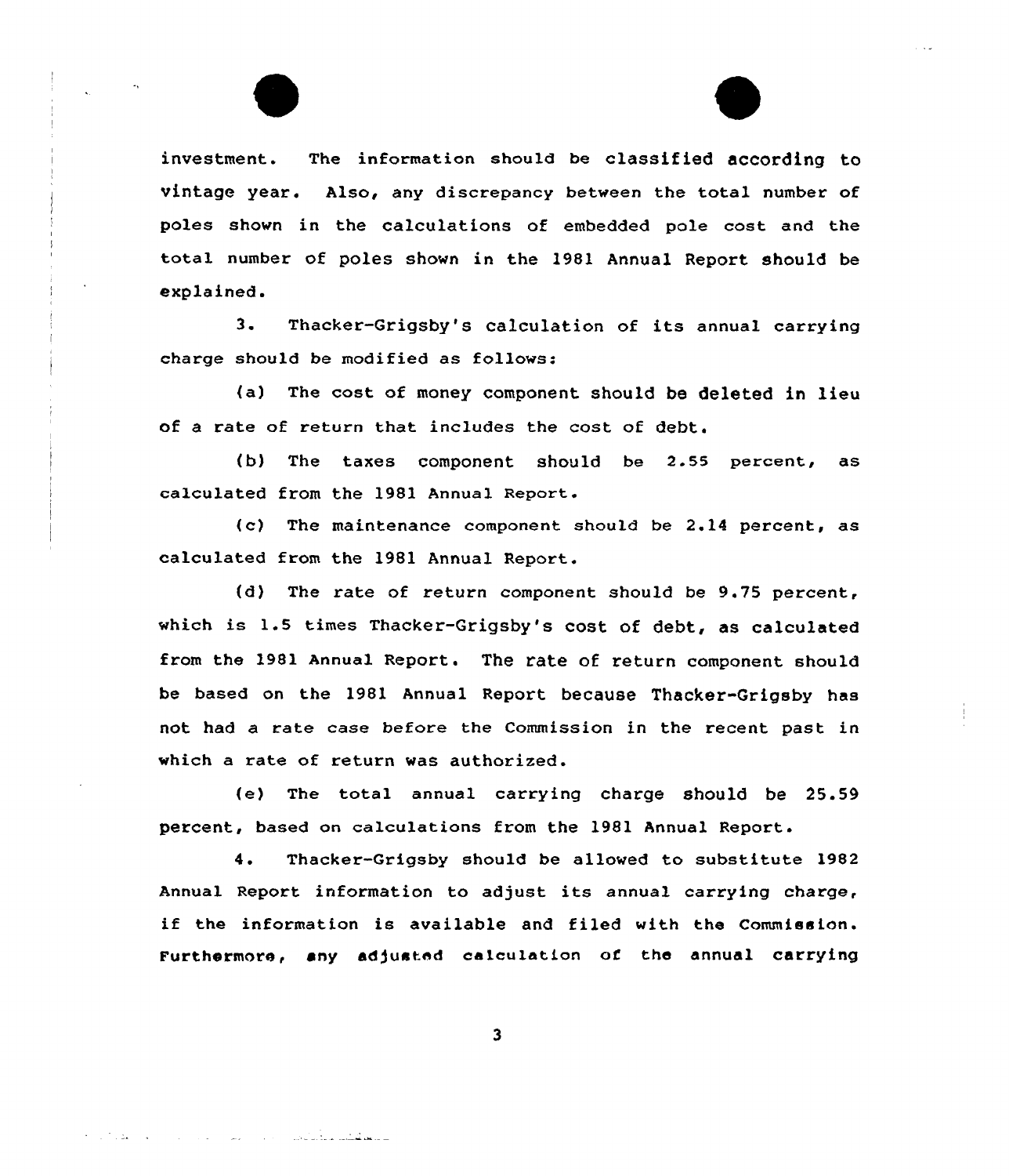investment. The information should be classified according to vintage year. Also, any discrepancy between the total number of poles shown in the calculations of embedded pole cost and the total number of poles shown in the 1981 Annual Report should be explained.

3. Thacker-Grigsby's calculation of its annual carrying charge should be modified as follows:

(a) The cost of money component should be deleted in lieu of a rate of return that includes the cost of debt.

(b) The taxes component should be 2.55 percent, as calculated from the 1981 Annual Report.

(c) The maintenance component should be 2.14 percent, as calculated from the 1981 Annual Report.

(d) The rate of return component should be 9.75 percent, which is 1.5 times Thacker-Grigsby's cost of debt, as calculated from the 1981 Annual Report. The rate of return component should be based on the 1981 Annual Report because Thacker-Grigsby has not had a rate case before the Commission in the recent past in which a rate of return was authorized.

(e) The total annual carrying charge should be 25.59 percent, based on calculations from the 1981 Annual Report.

4. Thacker-Grigsby should be allowed to substitute 1982 Annual Report information to adjust its annual carrying charge, if the information is available and filed with the Commission. Furthermore, any adjusted calculation of the annual carrying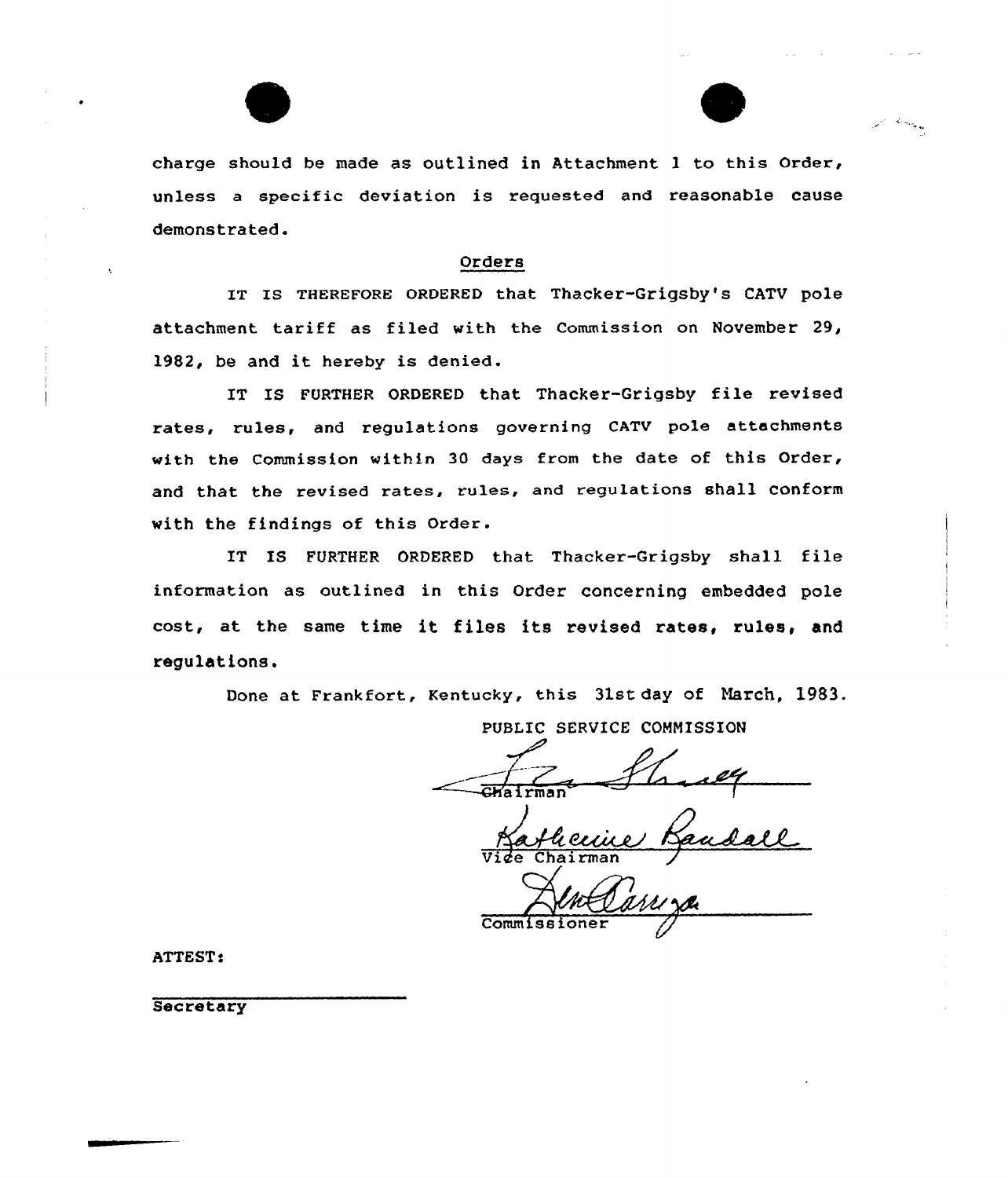charge should be made as outlined in Attachment 1 to this Order, unless a specific deviation is requested and reasonable cause demonstrated.

## Orders

IT IS THEREFORE ORDERED that Thacker-Grigsby's CATV pole attachment tariff as filed with the Commission on November 29, 1982, be and it hereby is denied.

IT IS FURTHER ORDERED that Thacker-Grigsby file revised rates, rules, and regulations governing CATV pole attachments with the Commission within 30 days from the date of this Order, and that the revised rates, rules, and regulations shall conform with the findings of this Order.

IT IS FURTHER ORDERED that Thacker-Grigsby shall file information as outlined in this Order concerning embedded pole cost, at the same time it files its revised rates, rules, and regulations.

Done at Frankfort, Kentucky, this 31st day of March, 1983.

PUBLIC SERVICE COMMISSION

Chairman

Vice Chairman

Commissioner

ATTEST:

Secretary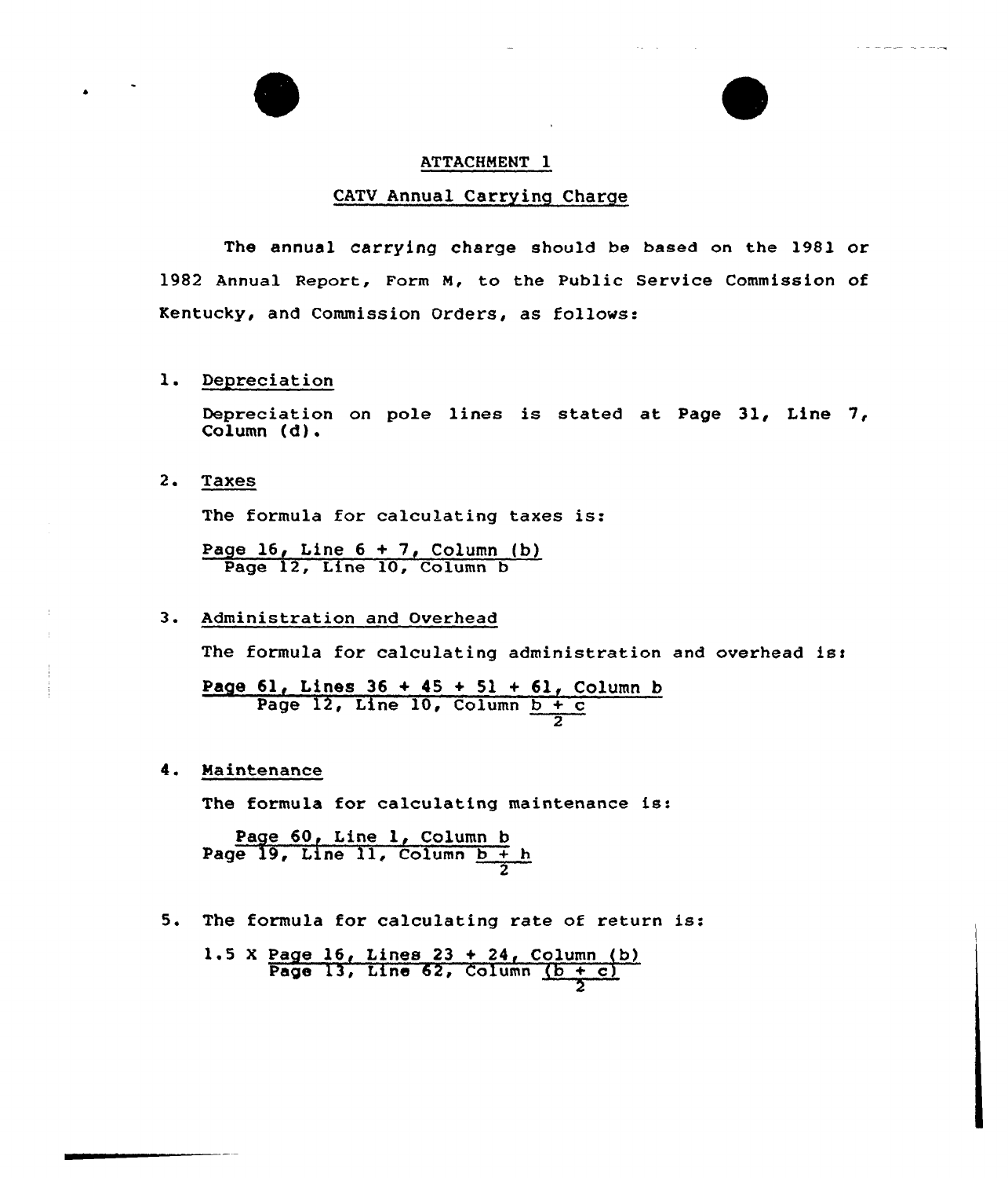# ATTACHMENT 1

## CATV Annual Carrying Charge

The annual carrying charge should be based on the 1981 or 1982 Annual Report, Form M, to the Public Service Commission of Kentucky, and Commission Orders, as follows:

1. Depreciation

   Depreciation on pole lines is stated at Page 31, Line 7, Column (d).

2. Taxes

   The formula for calculating taxes is:

   $$\frac{\text{Page 16, Line 6 + 7, Column (b)}}{\text{Page 12, Line 10, Column b}}$$

3. Administration and Overhead

   The formula for calculating administration and overhead is:

   $$\frac{\text{Page 61, Lines 36 + 45 + 51 + 61, Column b}}{\text{Page 12, Line 10, Column } \frac{b + c}{2}}$$

4. Maintenance

   The formula for calculating maintenance is:

   $$\frac{\text{Page 60, Line 1, Column b}}{\text{Page 19, Line 11, Column } \frac{b + h}{2}}$$

5. The formula for calculating rate of return is:

   $$1.5 \times \frac{\text{Page 16, Lines 23 + 24, Column (b)}}{\text{Page 13, Line 62, Column } \frac{(b + c)}{2}}$$